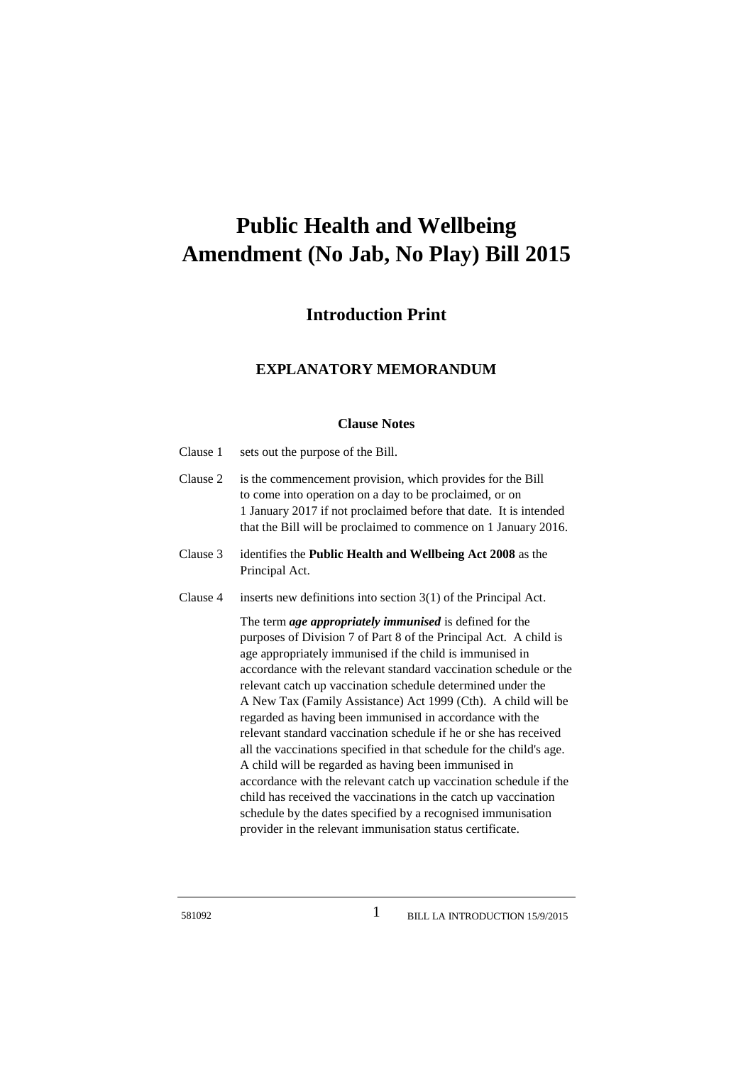# Public Health and Wellbeing Amendment (No Jab, No Play) Bill 2015

## Introduction Print

### EXPLANATORY MEMORANDUM

#### Clause Notes

Clause 1 sets out the purpose of the Bill.

Clause 2 is the commencement provision, which provides for the Bill to come into operation on a day to be proclaimed, or on 1 January 2017 if not proclaimed before that date. It is intended that the Bill will be proclaimed to commence on 1 January 2016.

Clause 3 identifies the **Public Health and Wellbeing Act 2008** as the Principal Act.

Clause 4 inserts new definitions into section 3(1) of the Principal Act.

The term ***age appropriately immunised*** is defined for the purposes of Division 7 of Part 8 of the Principal Act. A child is age appropriately immunised if the child is immunised in accordance with the relevant standard vaccination schedule or the relevant catch up vaccination schedule determined under the A New Tax (Family Assistance) Act 1999 (Cth). A child will be regarded as having been immunised in accordance with the relevant standard vaccination schedule if he or she has received all the vaccinations specified in that schedule for the child's age. A child will be regarded as having been immunised in accordance with the relevant catch up vaccination schedule if the child has received the vaccinations in the catch up vaccination schedule by the dates specified by a recognised immunisation provider in the relevant immunisation status certificate.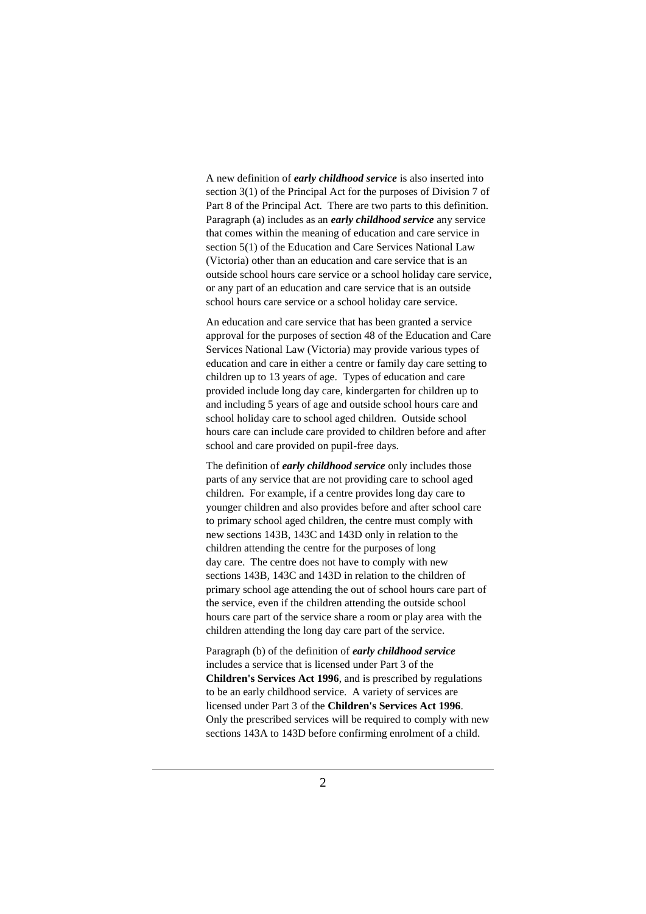A new definition of ***early childhood service*** is also inserted into section 3(1) of the Principal Act for the purposes of Division 7 of Part 8 of the Principal Act. There are two parts to this definition. Paragraph (a) includes as an ***early childhood service*** any service that comes within the meaning of education and care service in section 5(1) of the Education and Care Services National Law (Victoria) other than an education and care service that is an outside school hours care service or a school holiday care service, or any part of an education and care service that is an outside school hours care service or a school holiday care service.

An education and care service that has been granted a service approval for the purposes of section 48 of the Education and Care Services National Law (Victoria) may provide various types of education and care in either a centre or family day care setting to children up to 13 years of age. Types of education and care provided include long day care, kindergarten for children up to and including 5 years of age and outside school hours care and school holiday care to school aged children. Outside school hours care can include care provided to children before and after school and care provided on pupil-free days.

The definition of ***early childhood service*** only includes those parts of any service that are not providing care to school aged children. For example, if a centre provides long day care to younger children and also provides before and after school care to primary school aged children, the centre must comply with new sections 143B, 143C and 143D only in relation to the children attending the centre for the purposes of long day care. The centre does not have to comply with new sections 143B, 143C and 143D in relation to the children of primary school age attending the out of school hours care part of the service, even if the children attending the outside school hours care part of the service share a room or play area with the children attending the long day care part of the service.

Paragraph (b) of the definition of ***early childhood service*** includes a service that is licensed under Part 3 of the **Children's Services Act 1996**, and is prescribed by regulations to be an early childhood service. A variety of services are licensed under Part 3 of the **Children's Services Act 1996**. Only the prescribed services will be required to comply with new sections 143A to 143D before confirming enrolment of a child.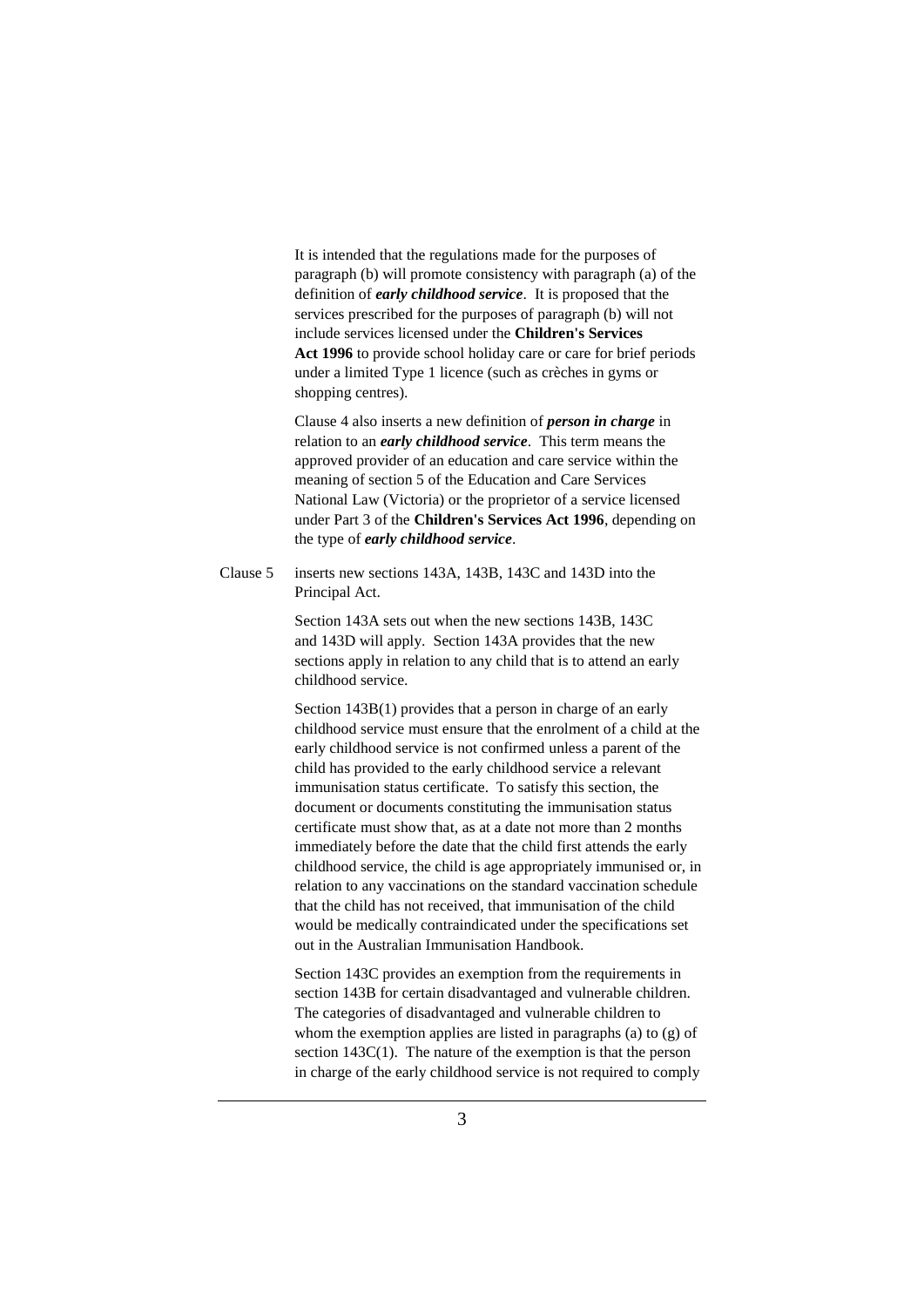It is intended that the regulations made for the purposes of paragraph (b) will promote consistency with paragraph (a) of the definition of ***early childhood service***. It is proposed that the services prescribed for the purposes of paragraph (b) will not include services licensed under the **Children's Services Act 1996** to provide school holiday care or care for brief periods under a limited Type 1 licence (such as crèches in gyms or shopping centres).

Clause 4 also inserts a new definition of ***person in charge*** in relation to an ***early childhood service***. This term means the approved provider of an education and care service within the meaning of section 5 of the Education and Care Services National Law (Victoria) or the proprietor of a service licensed under Part 3 of the **Children's Services Act 1996**, depending on the type of ***early childhood service***.

Clause 5 inserts new sections 143A, 143B, 143C and 143D into the Principal Act.

Section 143A sets out when the new sections 143B, 143C and 143D will apply. Section 143A provides that the new sections apply in relation to any child that is to attend an early childhood service.

Section 143B(1) provides that a person in charge of an early childhood service must ensure that the enrolment of a child at the early childhood service is not confirmed unless a parent of the child has provided to the early childhood service a relevant immunisation status certificate. To satisfy this section, the document or documents constituting the immunisation status certificate must show that, as at a date not more than 2 months immediately before the date that the child first attends the early childhood service, the child is age appropriately immunised or, in relation to any vaccinations on the standard vaccination schedule that the child has not received, that immunisation of the child would be medically contraindicated under the specifications set out in the Australian Immunisation Handbook.

Section 143C provides an exemption from the requirements in section 143B for certain disadvantaged and vulnerable children. The categories of disadvantaged and vulnerable children to whom the exemption applies are listed in paragraphs (a) to (g) of section 143C(1). The nature of the exemption is that the person in charge of the early childhood service is not required to comply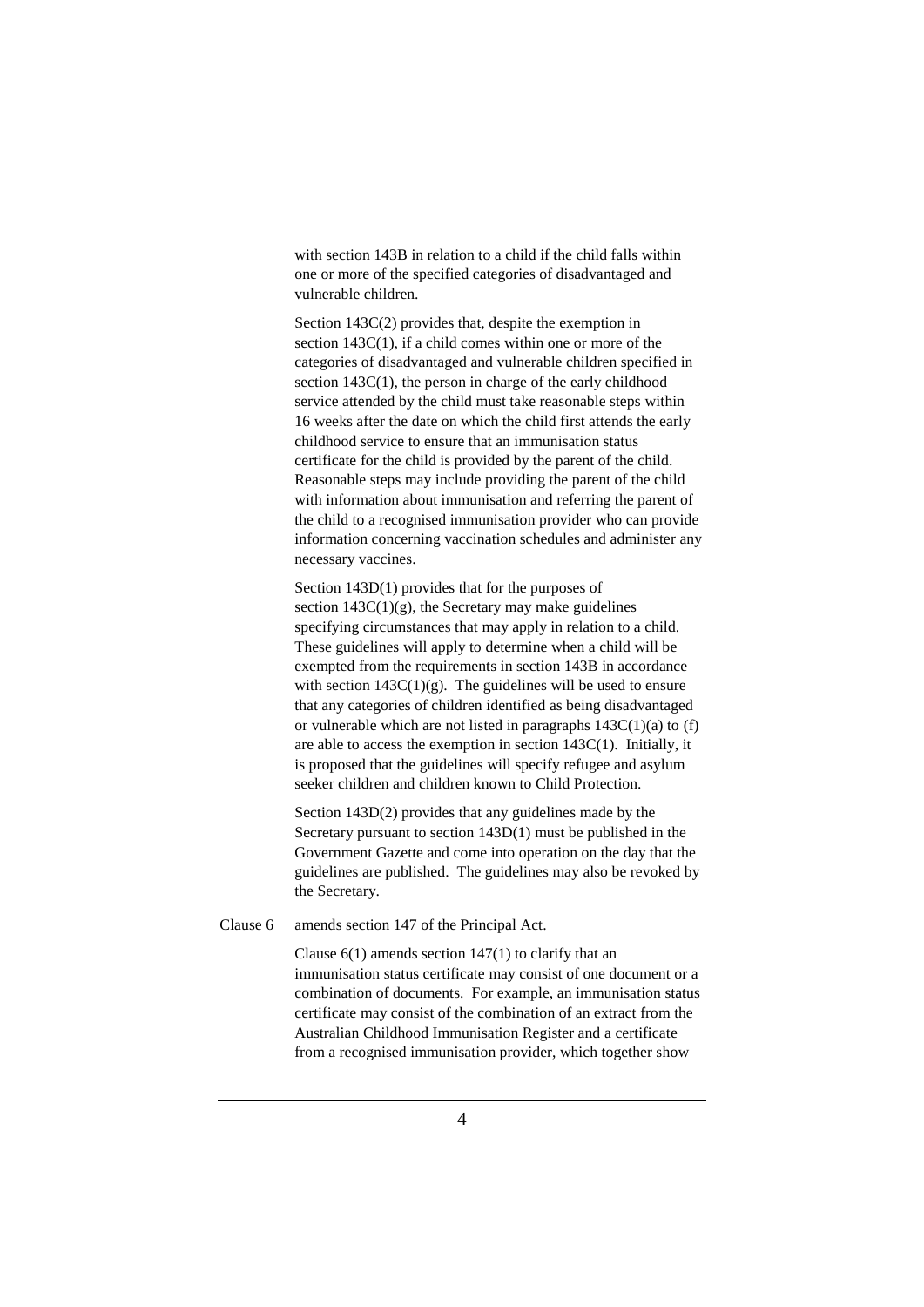with section 143B in relation to a child if the child falls within one or more of the specified categories of disadvantaged and vulnerable children.

Section 143C(2) provides that, despite the exemption in section 143C(1), if a child comes within one or more of the categories of disadvantaged and vulnerable children specified in section 143C(1), the person in charge of the early childhood service attended by the child must take reasonable steps within 16 weeks after the date on which the child first attends the early childhood service to ensure that an immunisation status certificate for the child is provided by the parent of the child. Reasonable steps may include providing the parent of the child with information about immunisation and referring the parent of the child to a recognised immunisation provider who can provide information concerning vaccination schedules and administer any necessary vaccines.

Section 143D(1) provides that for the purposes of section 143C(1)(g), the Secretary may make guidelines specifying circumstances that may apply in relation to a child. These guidelines will apply to determine when a child will be exempted from the requirements in section 143B in accordance with section 143C(1)(g). The guidelines will be used to ensure that any categories of children identified as being disadvantaged or vulnerable which are not listed in paragraphs 143C(1)(a) to (f) are able to access the exemption in section 143C(1). Initially, it is proposed that the guidelines will specify refugee and asylum seeker children and children known to Child Protection.

Section 143D(2) provides that any guidelines made by the Secretary pursuant to section 143D(1) must be published in the Government Gazette and come into operation on the day that the guidelines are published. The guidelines may also be revoked by the Secretary.

Clause 6 amends section 147 of the Principal Act.

Clause 6(1) amends section 147(1) to clarify that an immunisation status certificate may consist of one document or a combination of documents. For example, an immunisation status certificate may consist of the combination of an extract from the Australian Childhood Immunisation Register and a certificate from a recognised immunisation provider, which together show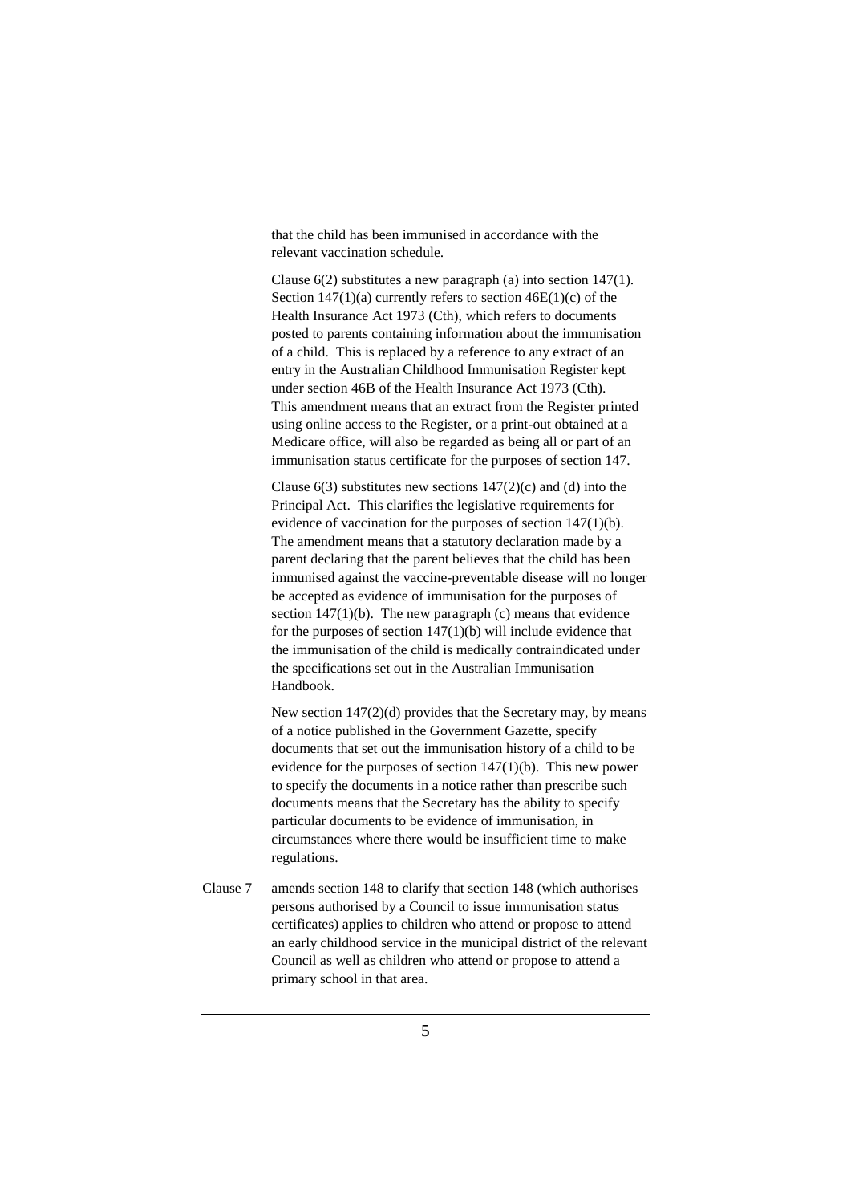that the child has been immunised in accordance with the relevant vaccination schedule.

Clause 6(2) substitutes a new paragraph (a) into section 147(1). Section 147(1)(a) currently refers to section 46E(1)(c) of the Health Insurance Act 1973 (Cth), which refers to documents posted to parents containing information about the immunisation of a child. This is replaced by a reference to any extract of an entry in the Australian Childhood Immunisation Register kept under section 46B of the Health Insurance Act 1973 (Cth). This amendment means that an extract from the Register printed using online access to the Register, or a print-out obtained at a Medicare office, will also be regarded as being all or part of an immunisation status certificate for the purposes of section 147.

Clause 6(3) substitutes new sections 147(2)(c) and (d) into the Principal Act. This clarifies the legislative requirements for evidence of vaccination for the purposes of section 147(1)(b). The amendment means that a statutory declaration made by a parent declaring that the parent believes that the child has been immunised against the vaccine-preventable disease will no longer be accepted as evidence of immunisation for the purposes of section 147(1)(b). The new paragraph (c) means that evidence for the purposes of section 147(1)(b) will include evidence that the immunisation of the child is medically contraindicated under the specifications set out in the Australian Immunisation Handbook.

New section 147(2)(d) provides that the Secretary may, by means of a notice published in the Government Gazette, specify documents that set out the immunisation history of a child to be evidence for the purposes of section 147(1)(b). This new power to specify the documents in a notice rather than prescribe such documents means that the Secretary has the ability to specify particular documents to be evidence of immunisation, in circumstances where there would be insufficient time to make regulations.

Clause 7 amends section 148 to clarify that section 148 (which authorises persons authorised by a Council to issue immunisation status certificates) applies to children who attend or propose to attend an early childhood service in the municipal district of the relevant Council as well as children who attend or propose to attend a primary school in that area.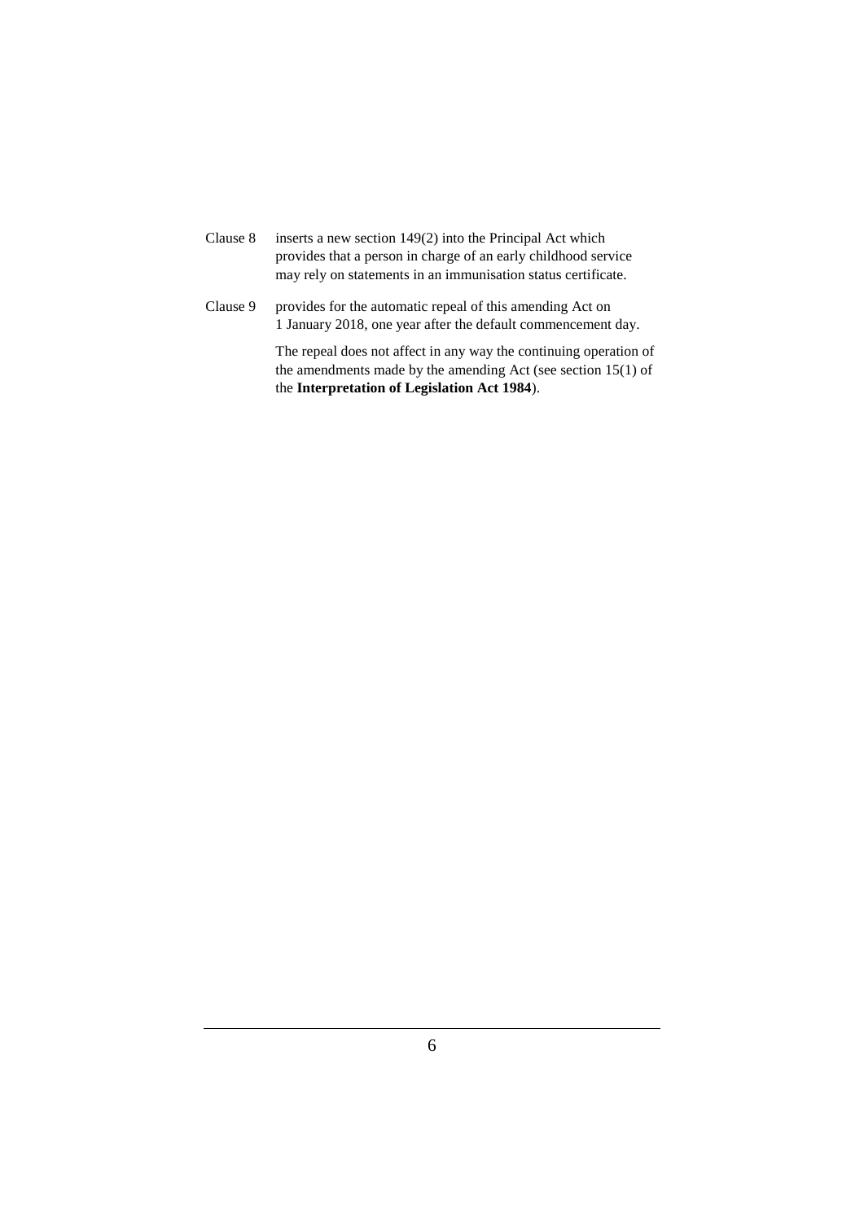Clause 8 inserts a new section 149(2) into the Principal Act which provides that a person in charge of an early childhood service may rely on statements in an immunisation status certificate.

Clause 9 provides for the automatic repeal of this amending Act on 1 January 2018, one year after the default commencement day.

The repeal does not affect in any way the continuing operation of the amendments made by the amending Act (see section 15(1) of the **Interpretation of Legislation Act 1984**).